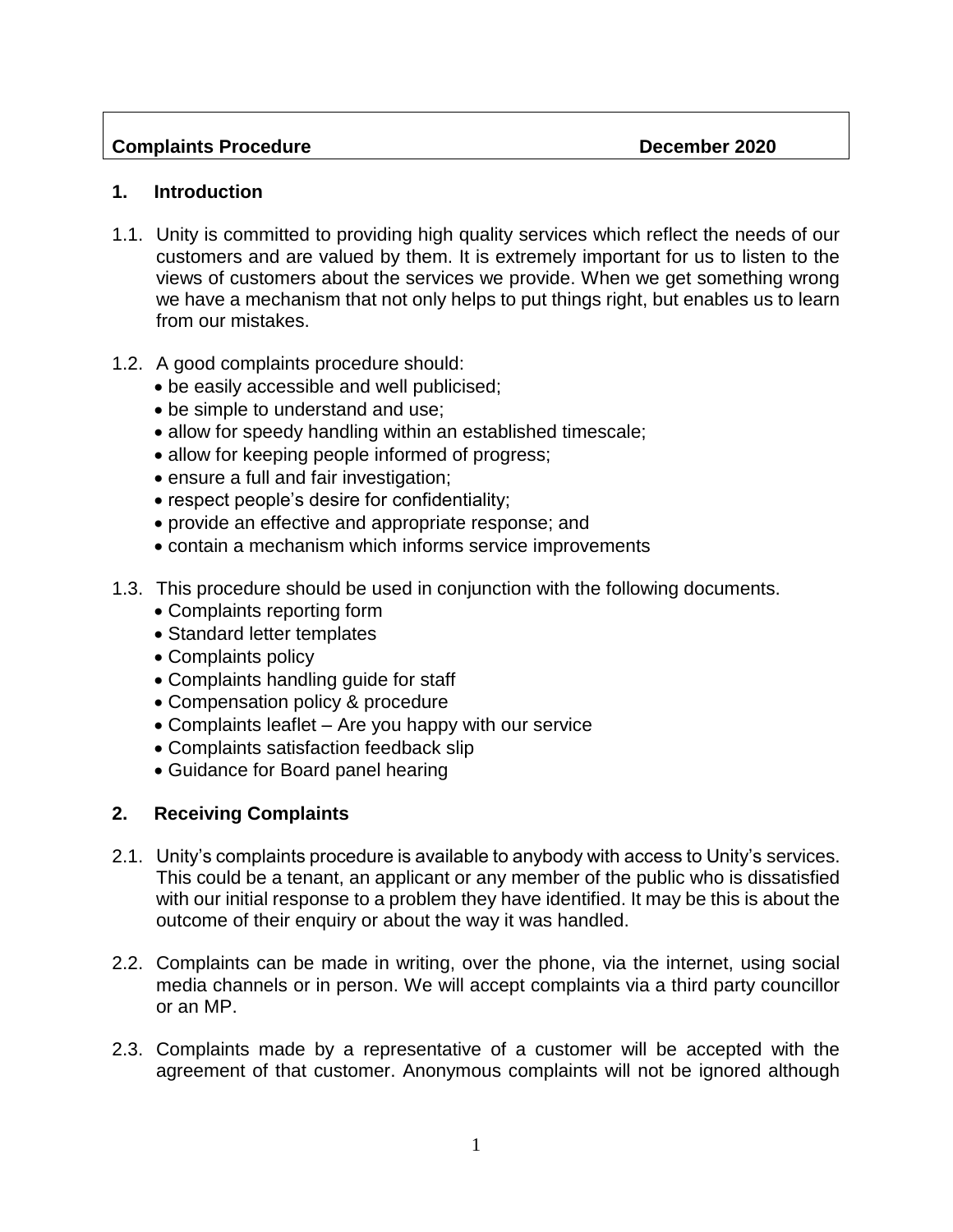**Complaints Procedure** **December 2020**

## 1. Introduction

1.1. Unity is committed to providing high quality services which reflect the needs of our customers and are valued by them. It is extremely important for us to listen to the views of customers about the services we provide. When we get something wrong we have a mechanism that not only helps to put things right, but enables us to learn from our mistakes.

1.2. A good complaints procedure should:

- be easily accessible and well publicised;
- be simple to understand and use;
- allow for speedy handling within an established timescale;
- allow for keeping people informed of progress;
- ensure a full and fair investigation;
- respect people's desire for confidentiality;
- provide an effective and appropriate response; and
- contain a mechanism which informs service improvements

1.3. This procedure should be used in conjunction with the following documents.

- Complaints reporting form
- Standard letter templates
- Complaints policy
- Complaints handling guide for staff
- Compensation policy & procedure
- Complaints leaflet – Are you happy with our service
- Complaints satisfaction feedback slip
- Guidance for Board panel hearing

## 2. Receiving Complaints

2.1. Unity's complaints procedure is available to anybody with access to Unity's services. This could be a tenant, an applicant or any member of the public who is dissatisfied with our initial response to a problem they have identified. It may be this is about the outcome of their enquiry or about the way it was handled.

2.2. Complaints can be made in writing, over the phone, via the internet, using social media channels or in person. We will accept complaints via a third party councillor or an MP.

2.3. Complaints made by a representative of a customer will be accepted with the agreement of that customer. Anonymous complaints will not be ignored although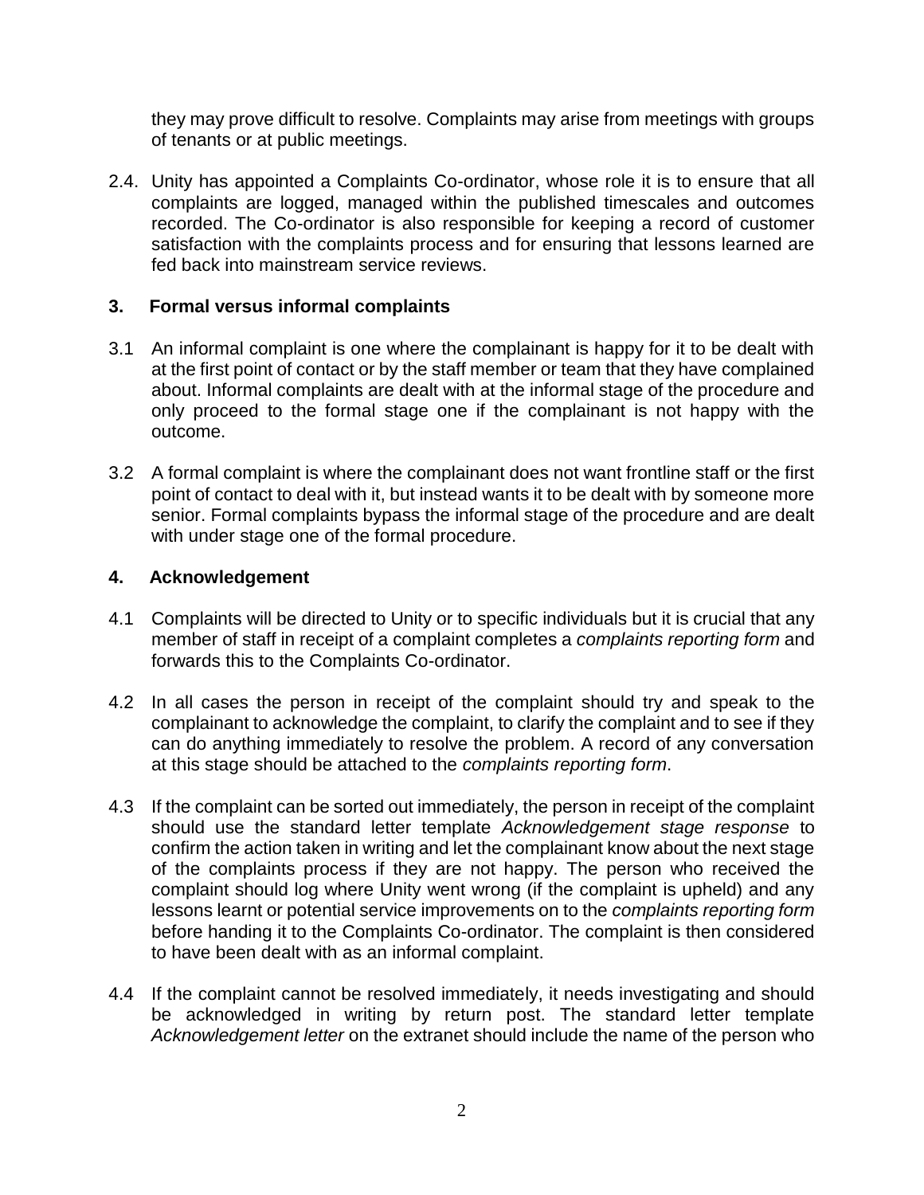they may prove difficult to resolve. Complaints may arise from meetings with groups of tenants or at public meetings.

2.4. Unity has appointed a Complaints Co-ordinator, whose role it is to ensure that all complaints are logged, managed within the published timescales and outcomes recorded. The Co-ordinator is also responsible for keeping a record of customer satisfaction with the complaints process and for ensuring that lessons learned are fed back into mainstream service reviews.

## 3. Formal versus informal complaints

3.1 An informal complaint is one where the complainant is happy for it to be dealt with at the first point of contact or by the staff member or team that they have complained about. Informal complaints are dealt with at the informal stage of the procedure and only proceed to the formal stage one if the complainant is not happy with the outcome.

3.2 A formal complaint is where the complainant does not want frontline staff or the first point of contact to deal with it, but instead wants it to be dealt with by someone more senior. Formal complaints bypass the informal stage of the procedure and are dealt with under stage one of the formal procedure.

## 4. Acknowledgement

4.1 Complaints will be directed to Unity or to specific individuals but it is crucial that any member of staff in receipt of a complaint completes a *complaints reporting form* and forwards this to the Complaints Co-ordinator.

4.2 In all cases the person in receipt of the complaint should try and speak to the complainant to acknowledge the complaint, to clarify the complaint and to see if they can do anything immediately to resolve the problem. A record of any conversation at this stage should be attached to the *complaints reporting form*.

4.3 If the complaint can be sorted out immediately, the person in receipt of the complaint should use the standard letter template *Acknowledgement stage response* to confirm the action taken in writing and let the complainant know about the next stage of the complaints process if they are not happy. The person who received the complaint should log where Unity went wrong (if the complaint is upheld) and any lessons learnt or potential service improvements on to the *complaints reporting form* before handing it to the Complaints Co-ordinator. The complaint is then considered to have been dealt with as an informal complaint.

4.4 If the complaint cannot be resolved immediately, it needs investigating and should be acknowledged in writing by return post. The standard letter template *Acknowledgement letter* on the extranet should include the name of the person who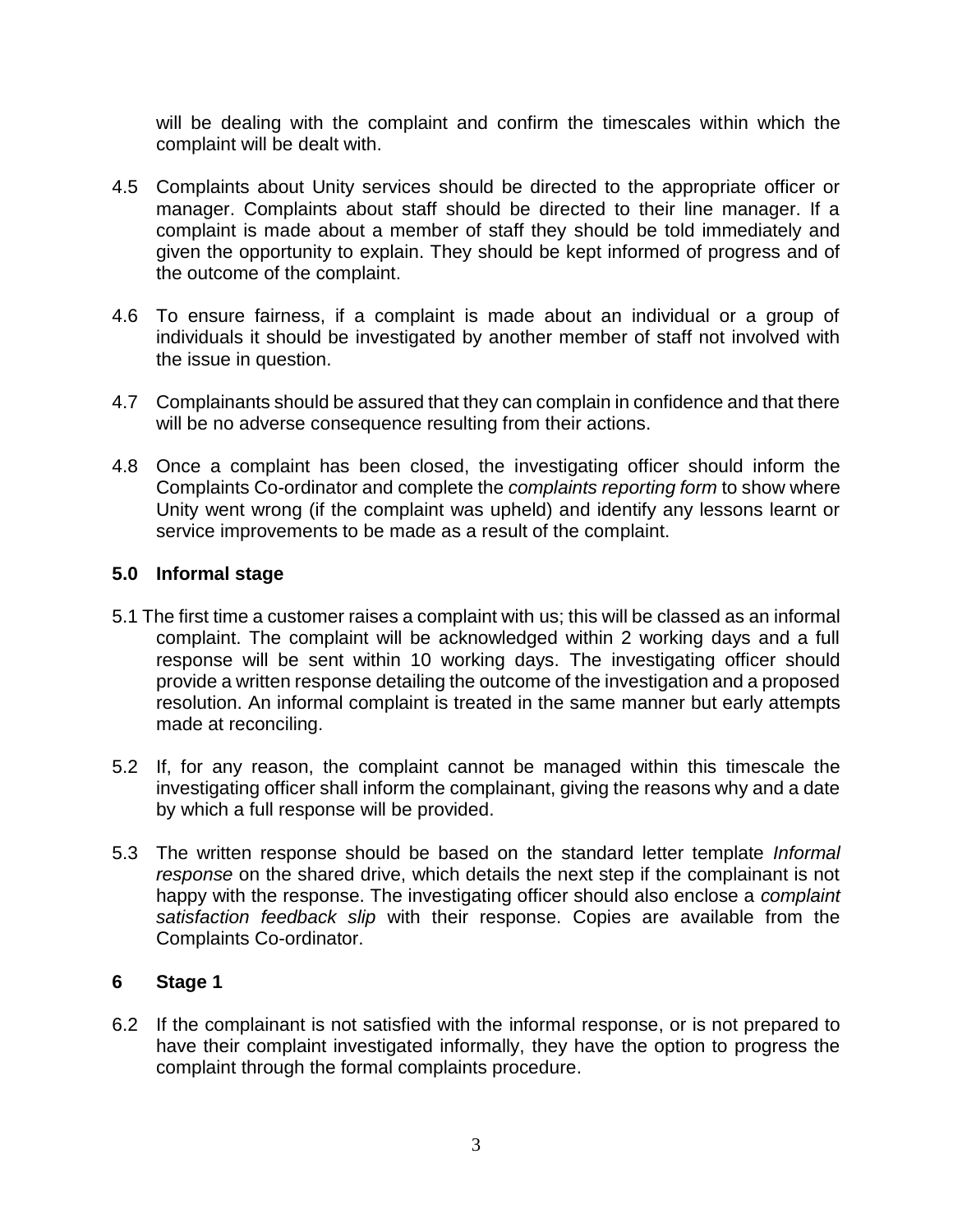will be dealing with the complaint and confirm the timescales within which the complaint will be dealt with.

4.5 Complaints about Unity services should be directed to the appropriate officer or manager. Complaints about staff should be directed to their line manager. If a complaint is made about a member of staff they should be told immediately and given the opportunity to explain. They should be kept informed of progress and of the outcome of the complaint.

4.6 To ensure fairness, if a complaint is made about an individual or a group of individuals it should be investigated by another member of staff not involved with the issue in question.

4.7 Complainants should be assured that they can complain in confidence and that there will be no adverse consequence resulting from their actions.

4.8 Once a complaint has been closed, the investigating officer should inform the Complaints Co-ordinator and complete the *complaints reporting form* to show where Unity went wrong (if the complaint was upheld) and identify any lessons learnt or service improvements to be made as a result of the complaint.

## 5.0 Informal stage

5.1 The first time a customer raises a complaint with us; this will be classed as an informal complaint. The complaint will be acknowledged within 2 working days and a full response will be sent within 10 working days. The investigating officer should provide a written response detailing the outcome of the investigation and a proposed resolution. An informal complaint is treated in the same manner but early attempts made at reconciling.

5.2 If, for any reason, the complaint cannot be managed within this timescale the investigating officer shall inform the complainant, giving the reasons why and a date by which a full response will be provided.

5.3 The written response should be based on the standard letter template *Informal response* on the shared drive, which details the next step if the complainant is not happy with the response. The investigating officer should also enclose a *complaint satisfaction feedback slip* with their response. Copies are available from the Complaints Co-ordinator.

## 6 Stage 1

6.2 If the complainant is not satisfied with the informal response, or is not prepared to have their complaint investigated informally, they have the option to progress the complaint through the formal complaints procedure.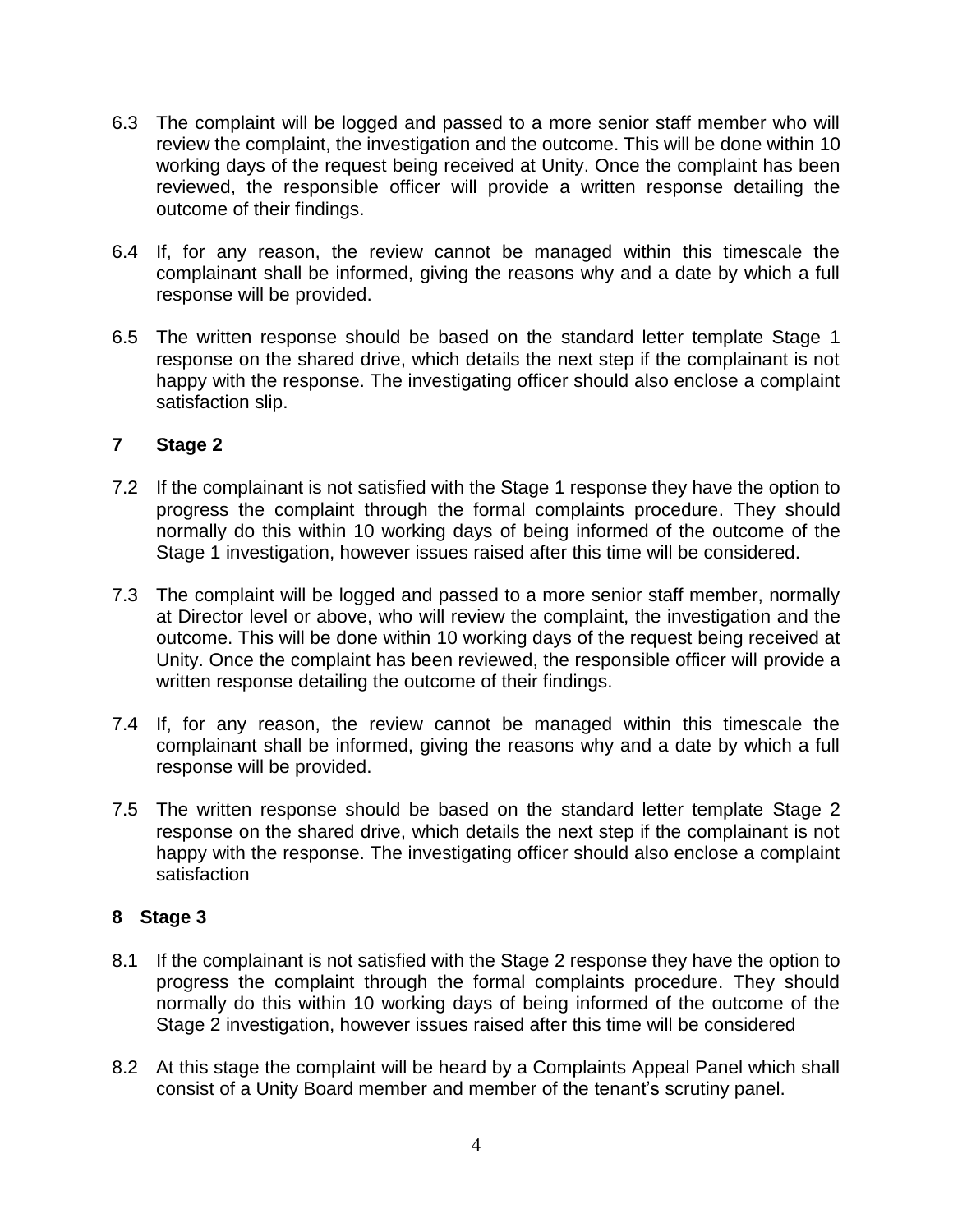6.3 The complaint will be logged and passed to a more senior staff member who will review the complaint, the investigation and the outcome. This will be done within 10 working days of the request being received at Unity. Once the complaint has been reviewed, the responsible officer will provide a written response detailing the outcome of their findings.

6.4 If, for any reason, the review cannot be managed within this timescale the complainant shall be informed, giving the reasons why and a date by which a full response will be provided.

6.5 The written response should be based on the standard letter template Stage 1 response on the shared drive, which details the next step if the complainant is not happy with the response. The investigating officer should also enclose a complaint satisfaction slip.

## 7 Stage 2

7.2 If the complainant is not satisfied with the Stage 1 response they have the option to progress the complaint through the formal complaints procedure. They should normally do this within 10 working days of being informed of the outcome of the Stage 1 investigation, however issues raised after this time will be considered.

7.3 The complaint will be logged and passed to a more senior staff member, normally at Director level or above, who will review the complaint, the investigation and the outcome. This will be done within 10 working days of the request being received at Unity. Once the complaint has been reviewed, the responsible officer will provide a written response detailing the outcome of their findings.

7.4 If, for any reason, the review cannot be managed within this timescale the complainant shall be informed, giving the reasons why and a date by which a full response will be provided.

7.5 The written response should be based on the standard letter template Stage 2 response on the shared drive, which details the next step if the complainant is not happy with the response. The investigating officer should also enclose a complaint satisfaction

## 8 Stage 3

8.1 If the complainant is not satisfied with the Stage 2 response they have the option to progress the complaint through the formal complaints procedure. They should normally do this within 10 working days of being informed of the outcome of the Stage 2 investigation, however issues raised after this time will be considered

8.2 At this stage the complaint will be heard by a Complaints Appeal Panel which shall consist of a Unity Board member and member of the tenant's scrutiny panel.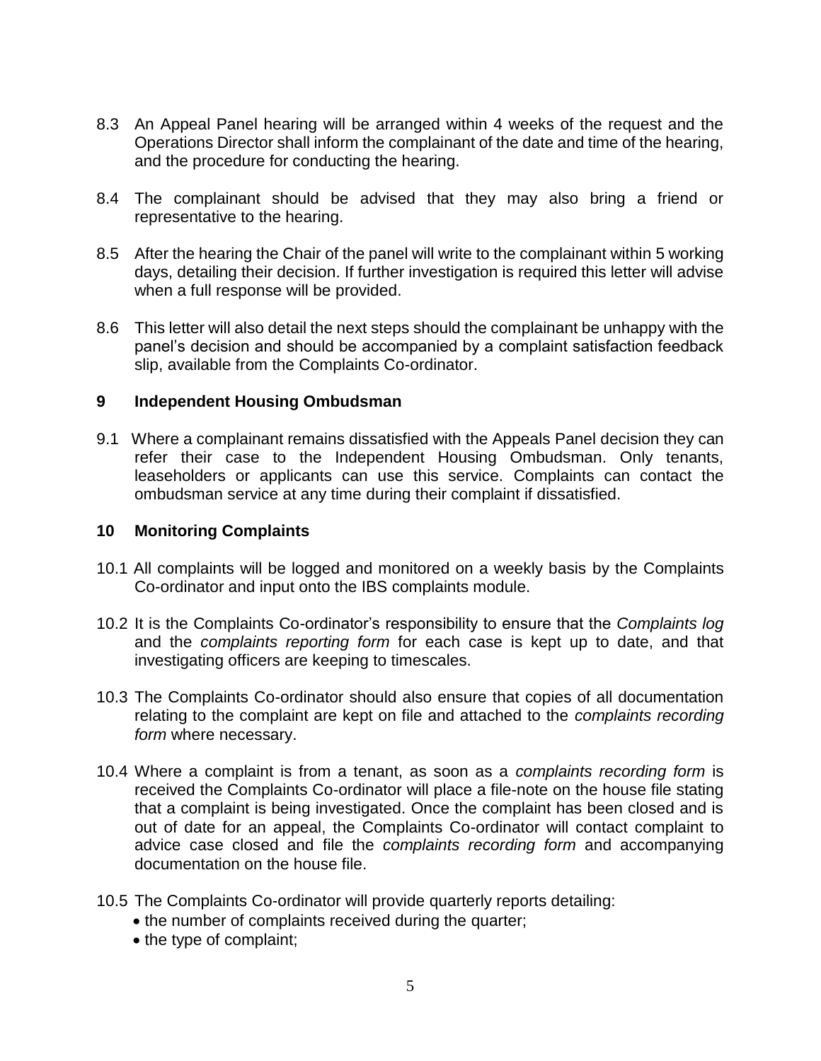8.3 An Appeal Panel hearing will be arranged within 4 weeks of the request and the Operations Director shall inform the complainant of the date and time of the hearing, and the procedure for conducting the hearing.

8.4 The complainant should be advised that they may also bring a friend or representative to the hearing.

8.5 After the hearing the Chair of the panel will write to the complainant within 5 working days, detailing their decision. If further investigation is required this letter will advise when a full response will be provided.

8.6 This letter will also detail the next steps should the complainant be unhappy with the panel's decision and should be accompanied by a complaint satisfaction feedback slip, available from the Complaints Co-ordinator.

## 9 Independent Housing Ombudsman

9.1 Where a complainant remains dissatisfied with the Appeals Panel decision they can refer their case to the Independent Housing Ombudsman. Only tenants, leaseholders or applicants can use this service. Complaints can contact the ombudsman service at any time during their complaint if dissatisfied.

## 10 Monitoring Complaints

10.1 All complaints will be logged and monitored on a weekly basis by the Complaints Co-ordinator and input onto the IBS complaints module.

10.2 It is the Complaints Co-ordinator's responsibility to ensure that the *Complaints log* and the *complaints reporting form* for each case is kept up to date, and that investigating officers are keeping to timescales.

10.3 The Complaints Co-ordinator should also ensure that copies of all documentation relating to the complaint are kept on file and attached to the *complaints recording form* where necessary.

10.4 Where a complaint is from a tenant, as soon as a *complaints recording form* is received the Complaints Co-ordinator will place a file-note on the house file stating that a complaint is being investigated. Once the complaint has been closed and is out of date for an appeal, the Complaints Co-ordinator will contact complaint to advice case closed and file the *complaints recording form* and accompanying documentation on the house file.

10.5 The Complaints Co-ordinator will provide quarterly reports detailing:

- the number of complaints received during the quarter;
- the type of complaint;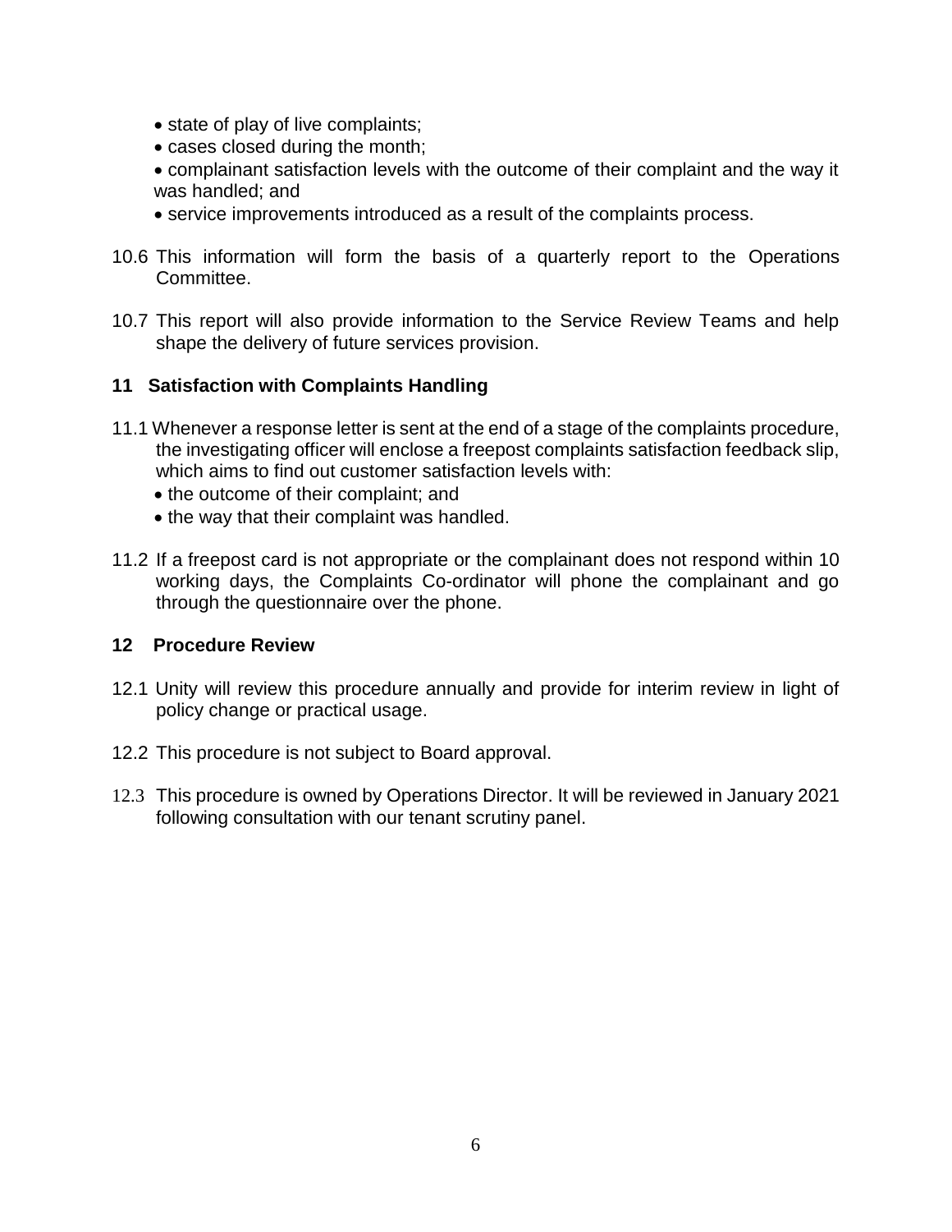- state of play of live complaints;
- cases closed during the month;
- complainant satisfaction levels with the outcome of their complaint and the way it was handled; and
- service improvements introduced as a result of the complaints process.

10.6 This information will form the basis of a quarterly report to the Operations Committee.

10.7 This report will also provide information to the Service Review Teams and help shape the delivery of future services provision.

## 11 Satisfaction with Complaints Handling

11.1 Whenever a response letter is sent at the end of a stage of the complaints procedure, the investigating officer will enclose a freepost complaints satisfaction feedback slip, which aims to find out customer satisfaction levels with:

- the outcome of their complaint; and
- the way that their complaint was handled.

11.2 If a freepost card is not appropriate or the complainant does not respond within 10 working days, the Complaints Co-ordinator will phone the complainant and go through the questionnaire over the phone.

## 12 Procedure Review

12.1 Unity will review this procedure annually and provide for interim review in light of policy change or practical usage.

12.2 This procedure is not subject to Board approval.

12.3 This procedure is owned by Operations Director. It will be reviewed in January 2021 following consultation with our tenant scrutiny panel.